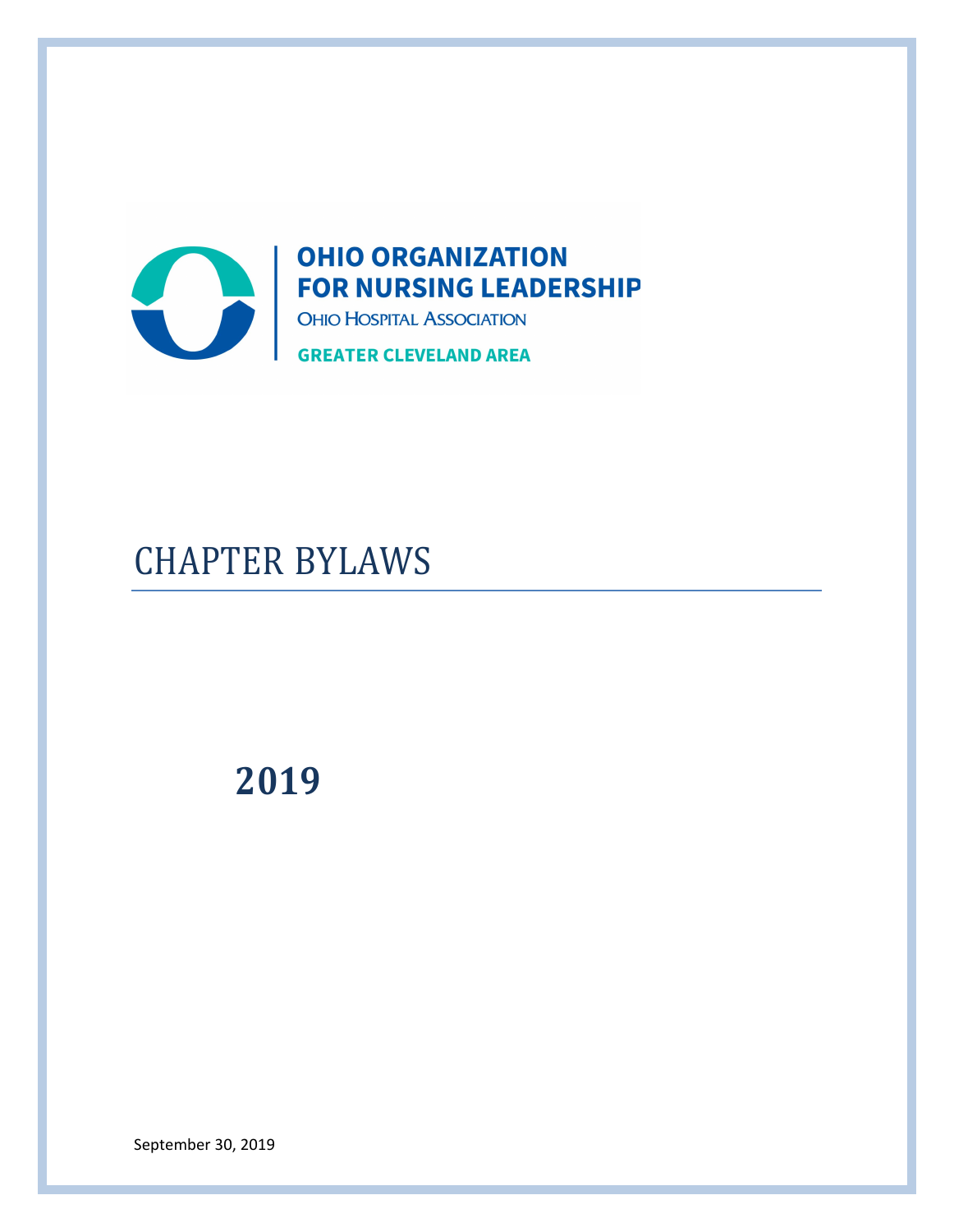**OHIO ORGANIZATION FOR NURSING LEADERSHIP**

OHIO HOSPITAL ASSOCIATION

**GREATER CLEVELAND AREA**

# CHAPTER BYLAWS

# **2019**

September 30, 2019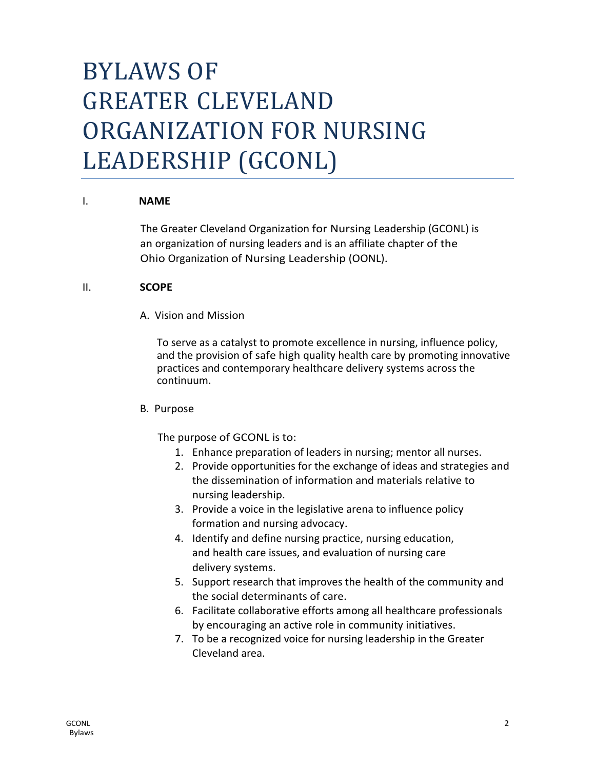# BYLAWS OF GREATER CLEVELAND ORGANIZATION FOR NURSING LEADERSHIP (GCONL)

## I. NAME

The Greater Cleveland Organization for Nursing Leadership (GCONL) is an organization of nursing leaders and is an affiliate chapter of the Ohio Organization of Nursing Leadership (OONL).

## II. SCOPE

### A. Vision and Mission

To serve as a catalyst to promote excellence in nursing, influence policy, and the provision of safe high quality health care by promoting innovative practices and contemporary healthcare delivery systems across the continuum.

### B. Purpose

The purpose of GCONL is to:

1. Enhance preparation of leaders in nursing; mentor all nurses.
2. Provide opportunities for the exchange of ideas and strategies and the dissemination of information and materials relative to nursing leadership.
3. Provide a voice in the legislative arena to influence policy formation and nursing advocacy.
4. Identify and define nursing practice, nursing education, and health care issues, and evaluation of nursing care delivery systems.
5. Support research that improves the health of the community and the social determinants of care.
6. Facilitate collaborative efforts among all healthcare professionals by encouraging an active role in community initiatives.
7. To be a recognized voice for nursing leadership in the Greater Cleveland area.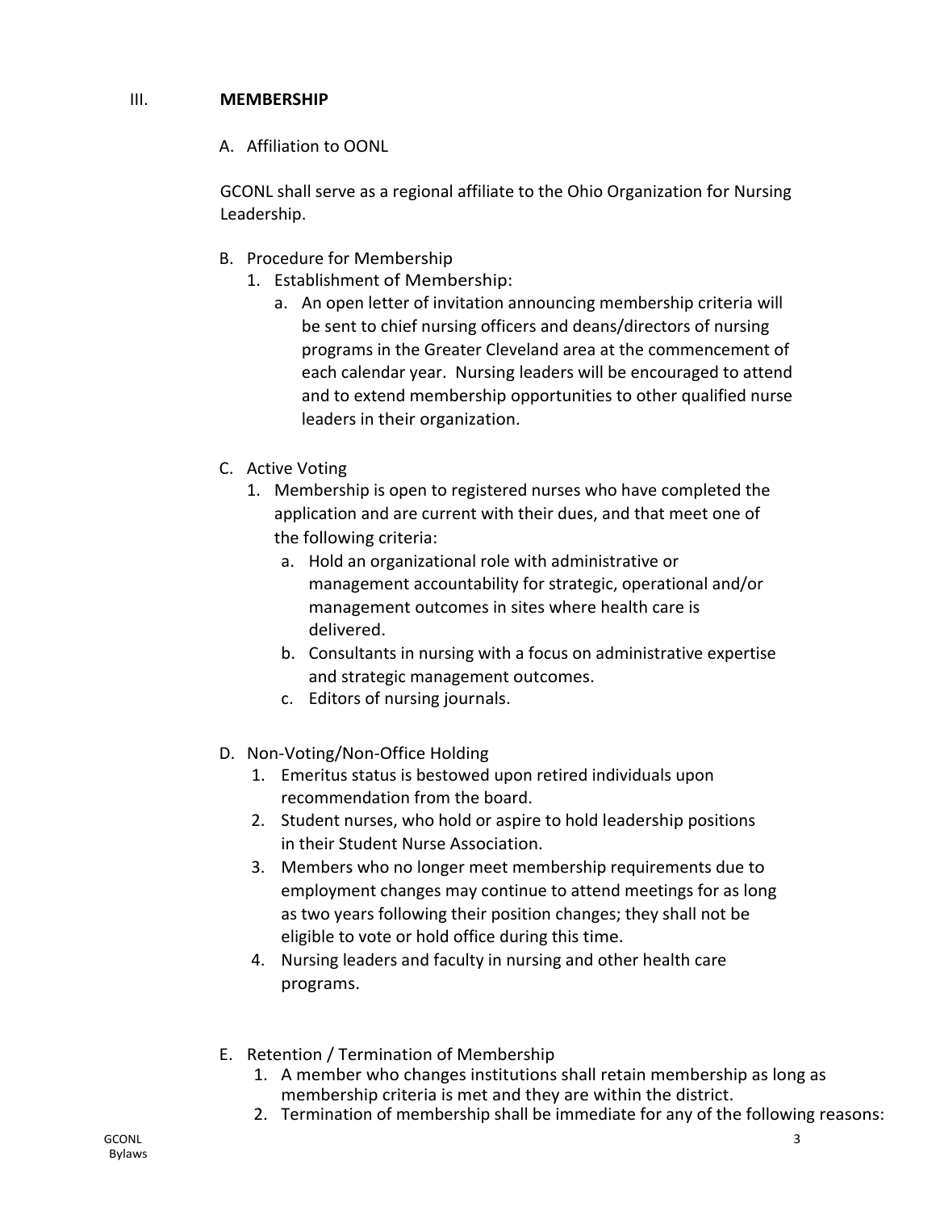## III. MEMBERSHIP

A. Affiliation to OONL

GCONL shall serve as a regional affiliate to the Ohio Organization for Nursing Leadership.

B. Procedure for Membership

1. Establishment of Membership:
    a. An open letter of invitation announcing membership criteria will be sent to chief nursing officers and deans/directors of nursing programs in the Greater Cleveland area at the commencement of each calendar year. Nursing leaders will be encouraged to attend and to extend membership opportunities to other qualified nurse leaders in their organization.

C. Active Voting

1. Membership is open to registered nurses who have completed the application and are current with their dues, and that meet one of the following criteria:
    a. Hold an organizational role with administrative or management accountability for strategic, operational and/or management outcomes in sites where health care is delivered.
    b. Consultants in nursing with a focus on administrative expertise and strategic management outcomes.
    c. Editors of nursing journals.

D. Non-Voting/Non-Office Holding

1. Emeritus status is bestowed upon retired individuals upon recommendation from the board.
2. Student nurses, who hold or aspire to hold leadership positions in their Student Nurse Association.
3. Members who no longer meet membership requirements due to employment changes may continue to attend meetings for as long as two years following their position changes; they shall not be eligible to vote or hold office during this time.
4. Nursing leaders and faculty in nursing and other health care programs.

E. Retention / Termination of Membership

1. A member who changes institutions shall retain membership as long as membership criteria is met and they are within the district.
2. Termination of membership shall be immediate for any of the following reasons: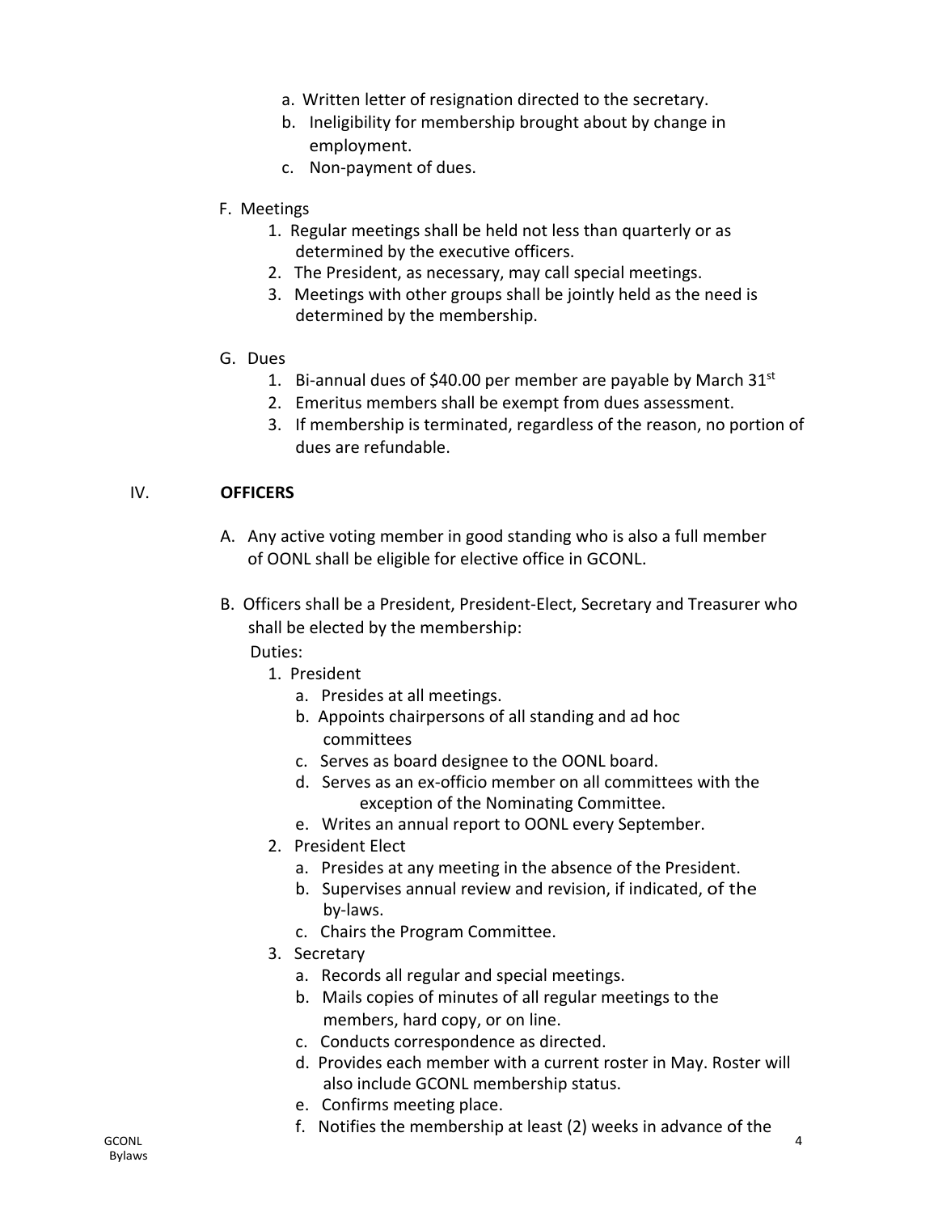a. Written letter of resignation directed to the secretary.
b. Ineligibility for membership brought about by change in employment.
c. Non-payment of dues.

F. Meetings
1. Regular meetings shall be held not less than quarterly or as determined by the executive officers.
2. The President, as necessary, may call special meetings.
3. Meetings with other groups shall be jointly held as the need is determined by the membership.

G. Dues
1. Bi-annual dues of $40.00 per member are payable by March 31st
2. Emeritus members shall be exempt from dues assessment.
3. If membership is terminated, regardless of the reason, no portion of dues are refundable.

## IV. OFFICERS

A. Any active voting member in good standing who is also a full member of OONL shall be eligible for elective office in GCONL.

B. Officers shall be a President, President-Elect, Secretary and Treasurer who shall be elected by the membership:

Duties:

1. President
   a. Presides at all meetings.
   b. Appoints chairpersons of all standing and ad hoc committees
   c. Serves as board designee to the OONL board.
   d. Serves as an ex-officio member on all committees with the exception of the Nominating Committee.
   e. Writes an annual report to OONL every September.
2. President Elect
   a. Presides at any meeting in the absence of the President.
   b. Supervises annual review and revision, if indicated, of the by-laws.
   c. Chairs the Program Committee.
3. Secretary
   a. Records all regular and special meetings.
   b. Mails copies of minutes of all regular meetings to the members, hard copy, or on line.
   c. Conducts correspondence as directed.
   d. Provides each member with a current roster in May. Roster will also include GCONL membership status.
   e. Confirms meeting place.
   f. Notifies the membership at least (2) weeks in advance of the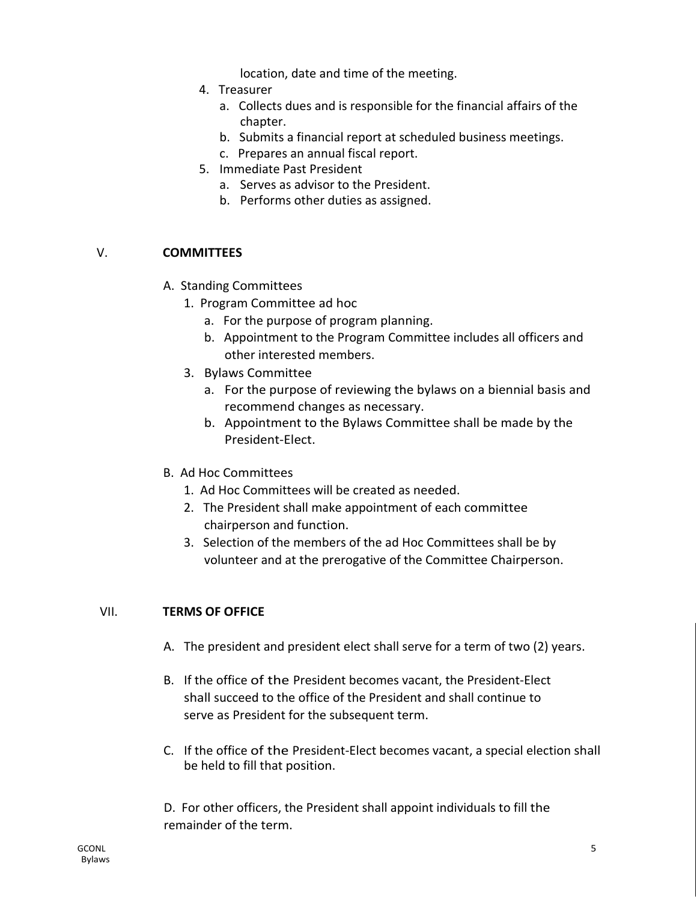location, date and time of the meeting.

4. Treasurer
   a. Collects dues and is responsible for the financial affairs of the chapter.
   b. Submits a financial report at scheduled business meetings.
   c. Prepares an annual fiscal report.
5. Immediate Past President
   a. Serves as advisor to the President.
   b. Performs other duties as assigned.

## V. COMMITTEES

A. Standing Committees

1. Program Committee ad hoc
   a. For the purpose of program planning.
   b. Appointment to the Program Committee includes all officers and other interested members.

3. Bylaws Committee
   a. For the purpose of reviewing the bylaws on a biennial basis and recommend changes as necessary.
   b. Appointment to the Bylaws Committee shall be made by the President-Elect.

B. Ad Hoc Committees

1. Ad Hoc Committees will be created as needed.
2. The President shall make appointment of each committee chairperson and function.
3. Selection of the members of the ad Hoc Committees shall be by volunteer and at the prerogative of the Committee Chairperson.

## VII. TERMS OF OFFICE

A. The president and president elect shall serve for a term of two (2) years.

B. If the office of the President becomes vacant, the President-Elect shall succeed to the office of the President and shall continue to serve as President for the subsequent term.

C. If the office of the President-Elect becomes vacant, a special election shall be held to fill that position.

D. For other officers, the President shall appoint individuals to fill the remainder of the term.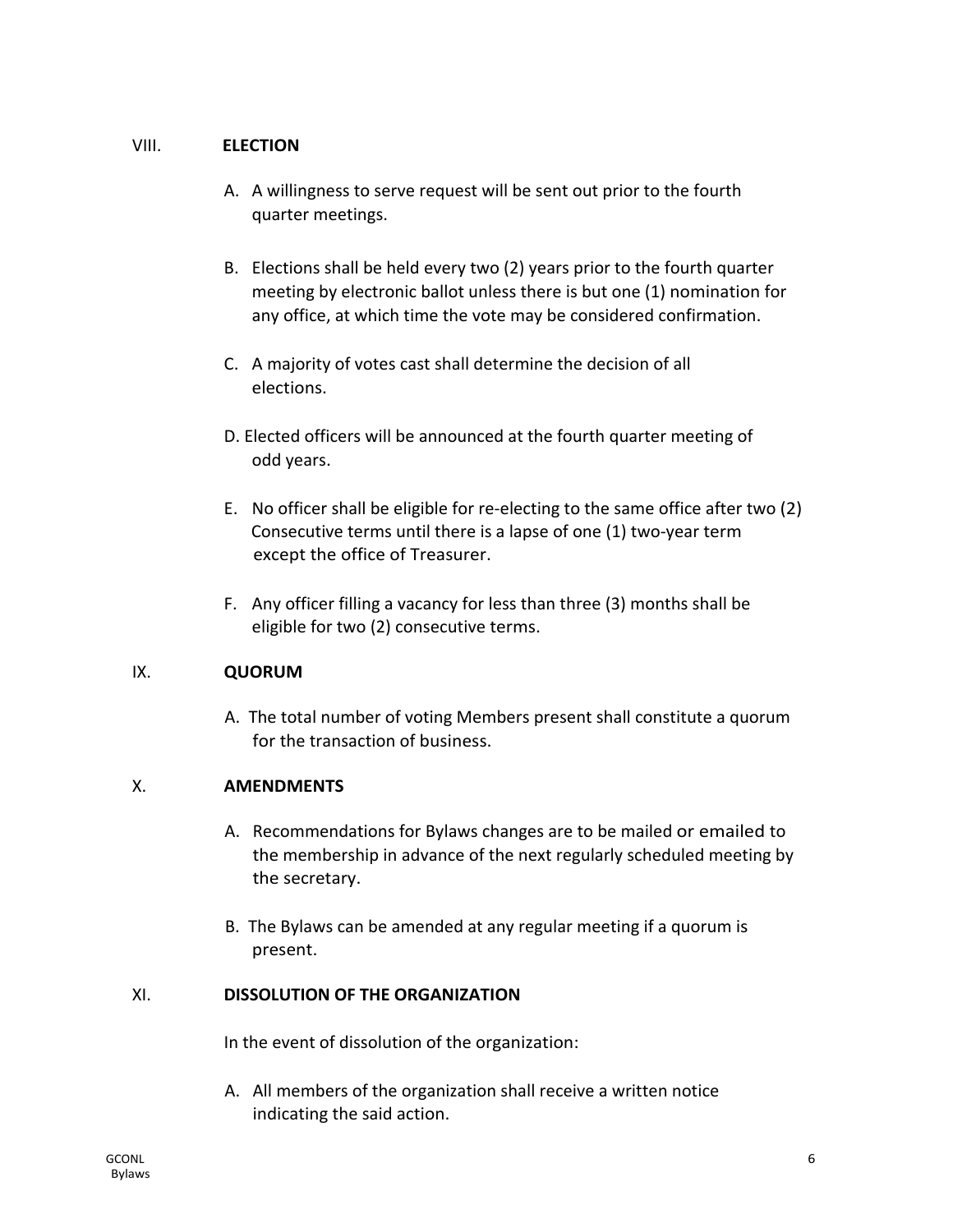## VIII. ELECTION

A. A willingness to serve request will be sent out prior to the fourth quarter meetings.

B. Elections shall be held every two (2) years prior to the fourth quarter meeting by electronic ballot unless there is but one (1) nomination for any office, at which time the vote may be considered confirmation.

C. A majority of votes cast shall determine the decision of all elections.

D. Elected officers will be announced at the fourth quarter meeting of odd years.

E. No officer shall be eligible for re-electing to the same office after two (2) Consecutive terms until there is a lapse of one (1) two-year term except the office of Treasurer.

F. Any officer filling a vacancy for less than three (3) months shall be eligible for two (2) consecutive terms.

## IX. QUORUM

A. The total number of voting Members present shall constitute a quorum for the transaction of business.

## X. AMENDMENTS

A. Recommendations for Bylaws changes are to be mailed or emailed to the membership in advance of the next regularly scheduled meeting by the secretary.

B. The Bylaws can be amended at any regular meeting if a quorum is present.

## XI. DISSOLUTION OF THE ORGANIZATION

In the event of dissolution of the organization:

A. All members of the organization shall receive a written notice indicating the said action.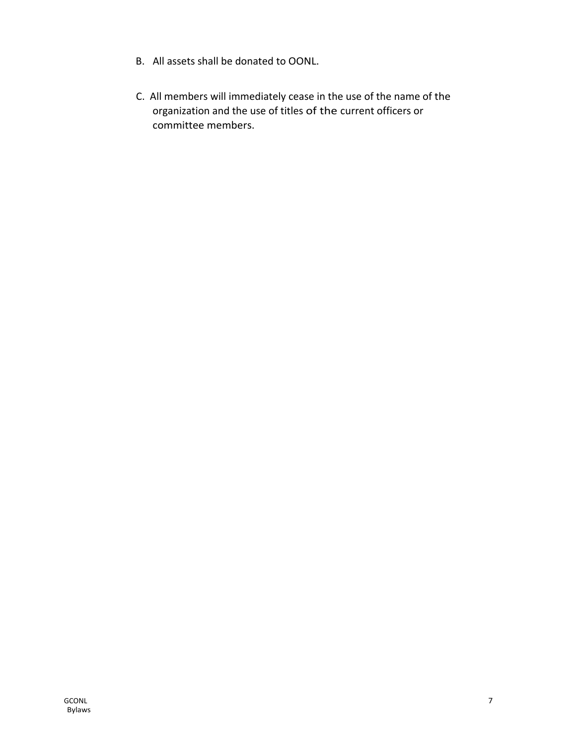B. All assets shall be donated to OONL.

C. All members will immediately cease in the use of the name of the organization and the use of titles of the current officers or committee members.